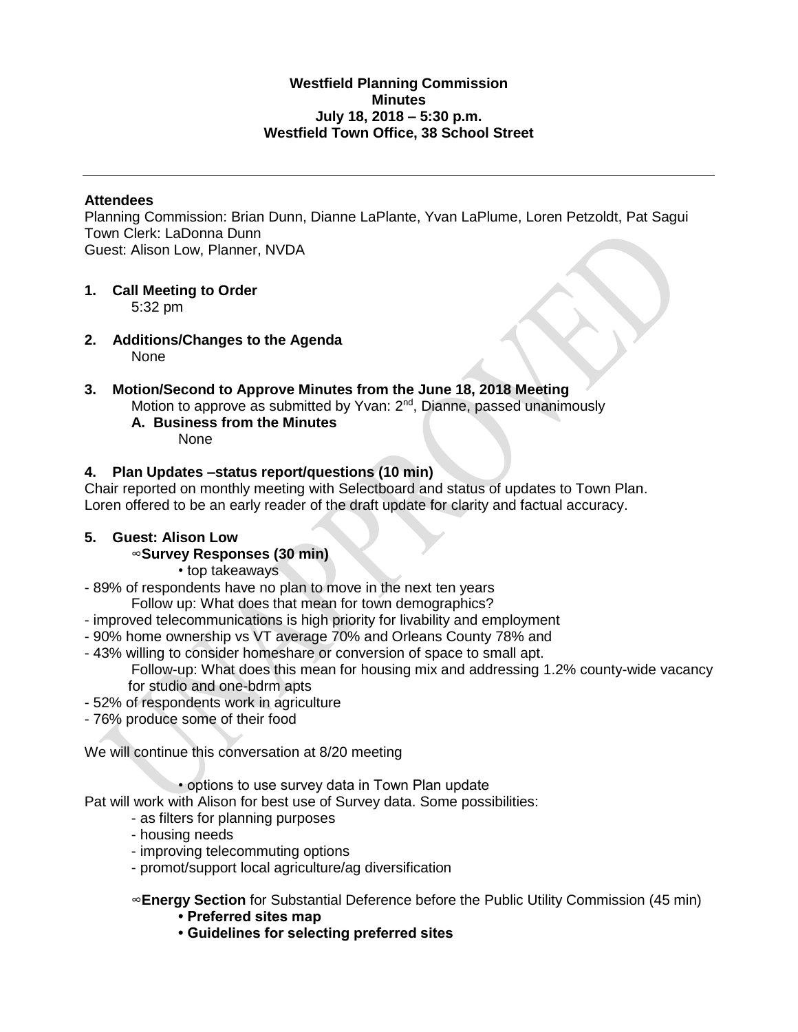**Westfield Planning Commission**
**Minutes**
**July 18, 2018 – 5:30 p.m.**
**Westfield Town Office, 38 School Street**

---

**Attendees**

Planning Commission: Brian Dunn, Dianne LaPlante, Yvan LaPlume, Loren Petzoldt, Pat Sagui
Town Clerk: LaDonna Dunn
Guest: Alison Low, Planner, NVDA

1. **Call Meeting to Order**
   5:32 pm

2. **Additions/Changes to the Agenda**
   None

3. **Motion/Second to Approve Minutes from the June 18, 2018 Meeting**
   Motion to approve as submitted by Yvan: 2nd, Dianne, passed unanimously
   **A. Business from the Minutes**
   None

4. **Plan Updates –status report/questions (10 min)**

Chair reported on monthly meeting with Selectboard and status of updates to Town Plan.
Loren offered to be an early reader of the draft update for clarity and factual accuracy.

5. **Guest: Alison Low**

∞**Survey Responses (30 min)**

• top takeaways

- 89% of respondents have no plan to move in the next ten years
  Follow up: What does that mean for town demographics?
- improved telecommunications is high priority for livability and employment
- 90% home ownership vs VT average 70% and Orleans County 78% and
- 43% willing to consider homeshare or conversion of space to small apt.
  Follow-up: What does this mean for housing mix and addressing 1.2% county-wide vacancy for studio and one-bdrm apts
- 52% of respondents work in agriculture
- 76% produce some of their food

We will continue this conversation at 8/20 meeting

• options to use survey data in Town Plan update

Pat will work with Alison for best use of Survey data. Some possibilities:

- as filters for planning purposes
- housing needs
- improving telecommuting options
- promot/support local agriculture/ag diversification

∞**Energy Section** for Substantial Deference before the Public Utility Commission (45 min)

- **Preferred sites map**
- **Guidelines for selecting preferred sites**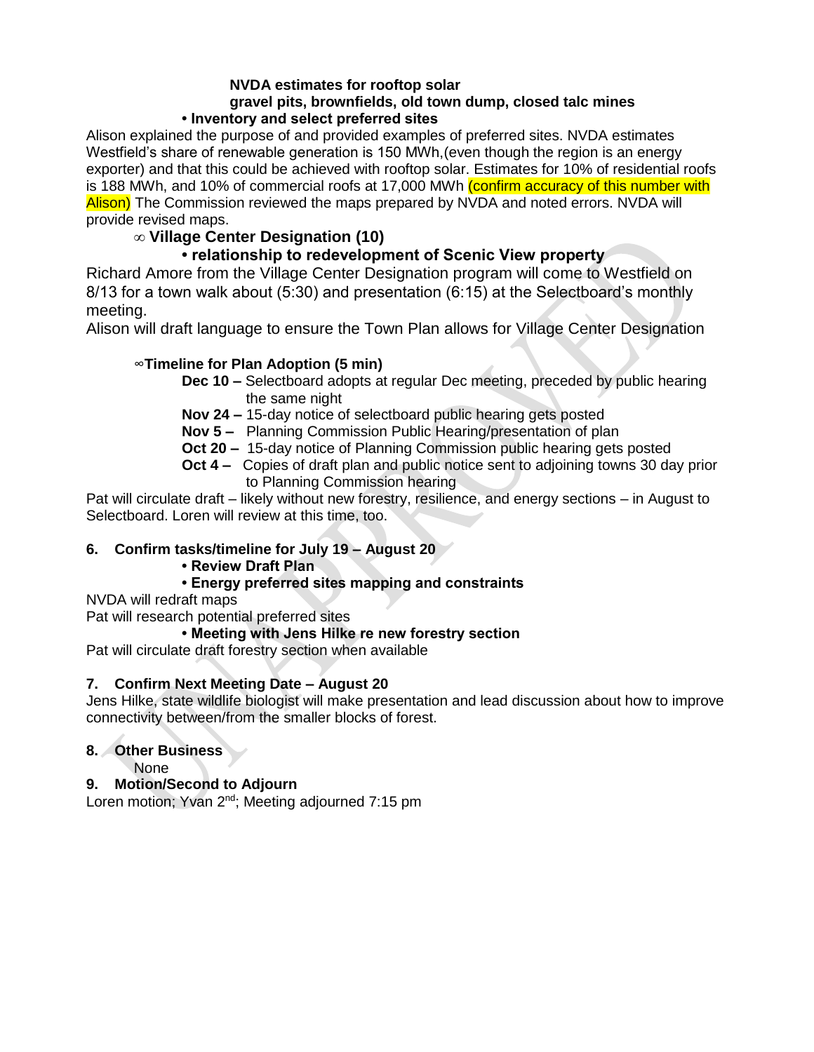**NVDA estimates for rooftop solar**

**gravel pits, brownfields, old town dump, closed talc mines**

**• Inventory and select preferred sites**

Alison explained the purpose of and provided examples of preferred sites. NVDA estimates Westfield's share of renewable generation is 150 MWh,(even though the region is an energy exporter) and that this could be achieved with rooftop solar. Estimates for 10% of residential roofs is 188 MWh, and 10% of commercial roofs at 17,000 MWh (confirm accuracy of this number with Alison) The Commission reviewed the maps prepared by NVDA and noted errors. NVDA will provide revised maps.

∞ **Village Center Designation (10)**

**• relationship to redevelopment of Scenic View property**

Richard Amore from the Village Center Designation program will come to Westfield on 8/13 for a town walk about (5:30) and presentation (6:15) at the Selectboard's monthly meeting.

Alison will draft language to ensure the Town Plan allows for Village Center Designation

∞**Timeline for Plan Adoption (5 min)**

**Dec 10 –** Selectboard adopts at regular Dec meeting, preceded by public hearing the same night

**Nov 24 –** 15-day notice of selectboard public hearing gets posted

**Nov 5 –** Planning Commission Public Hearing/presentation of plan

**Oct 20 –** 15-day notice of Planning Commission public hearing gets posted

**Oct 4 –** Copies of draft plan and public notice sent to adjoining towns 30 day prior to Planning Commission hearing

Pat will circulate draft – likely without new forestry, resilience, and energy sections – in August to Selectboard. Loren will review at this time, too.

**6. Confirm tasks/timeline for July 19 – August 20**

**• Review Draft Plan**

**• Energy preferred sites mapping and constraints**

NVDA will redraft maps

Pat will research potential preferred sites

**• Meeting with Jens Hilke re new forestry section**

Pat will circulate draft forestry section when available

**7. Confirm Next Meeting Date – August 20**

Jens Hilke, state wildlife biologist will make presentation and lead discussion about how to improve connectivity between/from the smaller blocks of forest.

**8. Other Business**

None

**9. Motion/Second to Adjourn**

Loren motion; Yvan 2nd; Meeting adjourned 7:15 pm